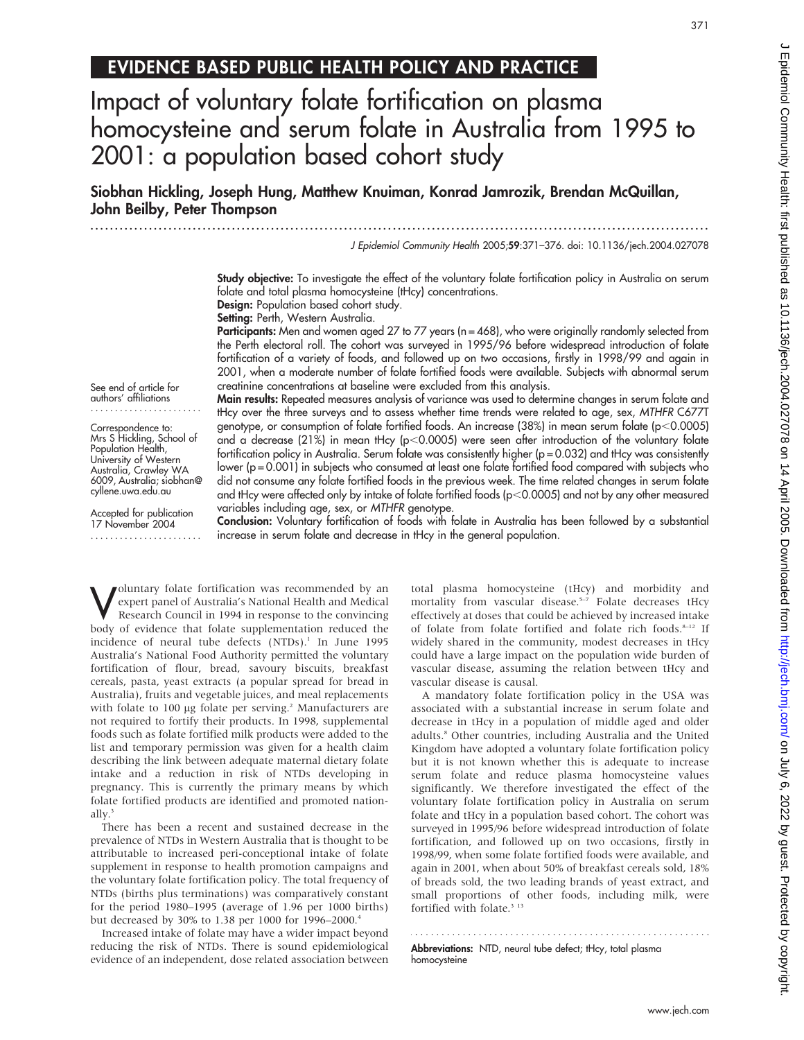## EVIDENCE BASED PUBLIC HEALTH POLICY AND PRACTICE

# Impact of voluntary folate fortification on plasma homocysteine and serum folate in Australia from 1995 to 2001: a population based cohort study

**Siobhan Hickling, Joseph Hung, Matthew Knuiman, Konrad Jamrozik, Brendan McQuillan, John Beilby, Peter Thompson**

J Epidemiol Community Health 2005;59:371–376. doi: 10.1136/jech.2004.027078

See end of article for authors' affiliations

Correspondence to: Mrs S Hickling, School of Population Health, University of Western Australia, Crawley WA 6009, Australia; siobhan@cyllene.uwa.edu.au

Accepted for publication 17 November 2004

**Study objective:** To investigate the effect of the voluntary folate fortification policy in Australia on serum folate and total plasma homocysteine (tHcy) concentrations.

**Design:** Population based cohort study.

**Setting:** Perth, Western Australia.

**Participants:** Men and women aged 27 to 77 years (n = 468), who were originally randomly selected from the Perth electoral roll. The cohort was surveyed in 1995/96 before widespread introduction of folate fortification of a variety of foods, and followed up on two occasions, firstly in 1998/99 and again in 2001, when a moderate number of folate fortified foods were available. Subjects with abnormal serum creatinine concentrations at baseline were excluded from this analysis.

**Main results:** Repeated measures analysis of variance was used to determine changes in serum folate and tHcy over the three surveys and to assess whether time trends were related to age, sex, *MTHFR* C677T genotype, or consumption of folate fortified foods. An increase (38%) in mean serum folate ($p<0.0005$) and a decrease (21%) in mean tHcy ($p<0.0005$) were seen after introduction of the voluntary folate fortification policy in Australia. Serum folate was consistently higher ($p = 0.032$) and tHcy was consistently lower ($p = 0.001$) in subjects who consumed at least one folate fortified food compared with subjects who did not consume any folate fortified foods in the previous week. The time related changes in serum folate and tHcy were affected only by intake of folate fortified foods ($p<0.0005$) and not by any other measured variables including age, sex, or *MTHFR* genotype.

**Conclusion:** Voluntary fortification of foods with folate in Australia has been followed by a substantial increase in serum folate and decrease in tHcy in the general population.

Voluntary folate fortification was recommended by an expert panel of Australia's National Health and Medical Research Council in 1994 in response to the convincing body of evidence that folate supplementation reduced the incidence of neural tube defects (NTDs).[1] In June 1995 Australia's National Food Authority permitted the voluntary fortification of flour, bread, savoury biscuits, breakfast cereals, pasta, yeast extracts (a popular spread for bread in Australia), fruits and vegetable juices, and meal replacements with folate to 100 μg folate per serving.[2] Manufacturers are not required to fortify their products. In 1998, supplemental foods such as folate fortified milk products were added to the list and temporary permission was given for a health claim describing the link between adequate maternal dietary folate intake and a reduction in risk of NTDs developing in pregnancy. This is currently the primary means by which folate fortified products are identified and promoted nationally.[3]

There has been a recent and sustained decrease in the prevalence of NTDs in Western Australia that is thought to be attributable to increased peri-conceptional intake of folate supplement in response to health promotion campaigns and the voluntary folate fortification policy. The total frequency of NTDs (births plus terminations) was comparatively constant for the period 1980–1995 (average of 1.96 per 1000 births) but decreased by 30% to 1.38 per 1000 for 1996–2000.[4]

Increased intake of folate may have a wider impact beyond reducing the risk of NTDs. There is sound epidemiological evidence of an independent, dose related association between total plasma homocysteine (tHcy) and morbidity and mortality from vascular disease.[5–7] Folate decreases tHcy effectively at doses that could be achieved by increased intake of folate from folate fortified and folate rich foods.[8–12] If widely shared in the community, modest decreases in tHcy could have a large impact on the population wide burden of vascular disease, assuming the relation between tHcy and vascular disease is causal.

A mandatory folate fortification policy in the USA was associated with a substantial increase in serum folate and decrease in tHcy in a population of middle aged and older adults.[8] Other countries, including Australia and the United Kingdom have adopted a voluntary folate fortification policy but it is not known whether this is adequate to increase serum folate and reduce plasma homocysteine values significantly. We therefore investigated the effect of the voluntary folate fortification policy in Australia on serum folate and tHcy in a population based cohort. The cohort was surveyed in 1995/96 before widespread introduction of folate fortification, and followed up on two occasions, firstly in 1998/99, when some folate fortified foods were available, and again in 2001, when about 50% of breakfast cereals sold, 18% of breads sold, the two leading brands of yeast extract, and small proportions of other foods, including milk, were fortified with folate.[3,13]

**Abbreviations:** NTD, neural tube defect; tHcy, total plasma homocysteine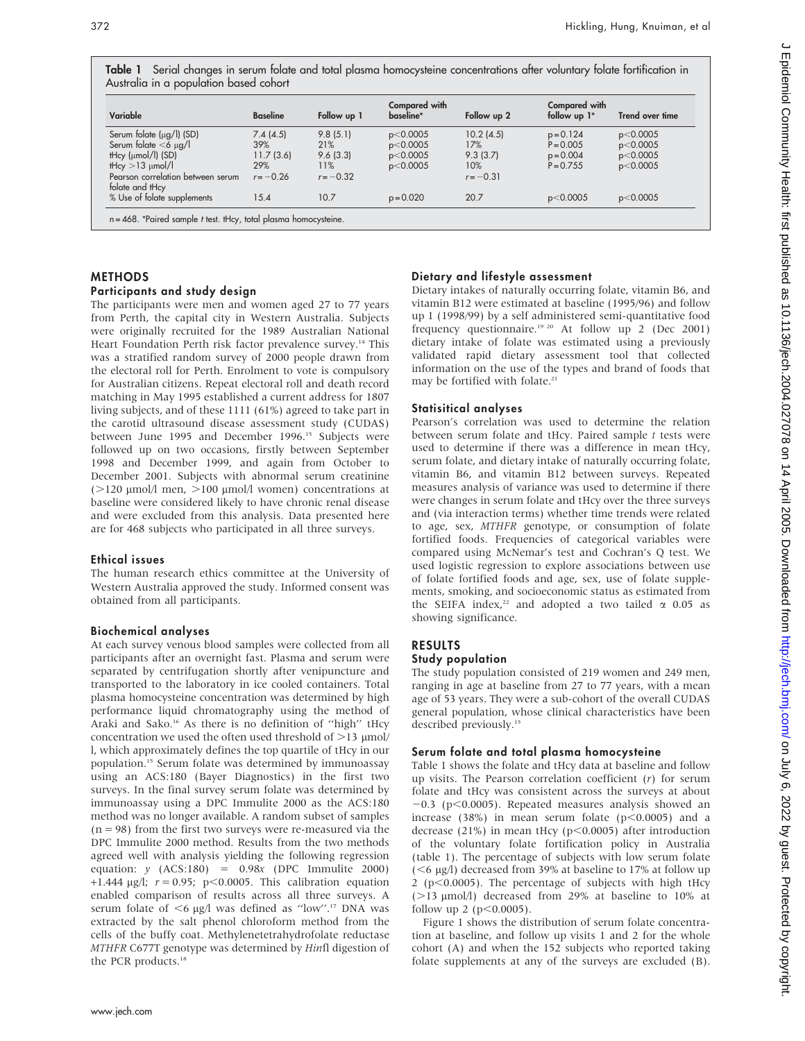**Table 1** Serial changes in serum folate and total plasma homocysteine concentrations after voluntary folate fortification in Australia in a population based cohort

| Variable | Baseline | Follow up 1 | Compared with baseline* | Follow up 2 | Compared with follow up 1* | Trend over time |
|---|---|---|---|---|---|---|
| Serum folate (μg/l) (SD) | 7.4 (4.5) | 9.8 (5.1) | p<0.0005 | 10.2 (4.5) | p = 0.124 | p<0.0005 |
| Serum folate <6 μg/l | 39% | 21% | p<0.0005 | 17% | P = 0.005 | p<0.0005 |
| tHcy (μmol/l) (SD) | 11.7 (3.6) | 9.6 (3.3) | p<0.0005 | 9.3 (3.7) | p = 0.004 | p<0.0005 |
| tHcy >13 μmol/l | 29% | 11% | p<0.0005 | 10% | P = 0.755 | p<0.0005 |
| Pearson correlation between serum folate and tHcy | r = −0.26 | r = −0.32 | | r = −0.31 | | |
| % Use of folate supplements | 15.4 | 10.7 | p = 0.020 | 20.7 | p<0.0005 | p<0.0005 |

n = 468. *Paired sample *t* test. tHcy, total plasma homocysteine.

## METHODS

### Participants and study design

The participants were men and women aged 27 to 77 years from Perth, the capital city in Western Australia. Subjects were originally recruited for the 1989 Australian National Heart Foundation Perth risk factor prevalence survey.[14] This was a stratified random survey of 2000 people drawn from the electoral roll for Perth. Enrolment to vote is compulsory for Australian citizens. Repeat electoral roll and death record matching in May 1995 established a current address for 1807 living subjects, and of these 1111 (61%) agreed to take part in the carotid ultrasound disease assessment study (CUDAS) between June 1995 and December 1996.[15] Subjects were followed up on two occasions, firstly between September 1998 and December 1999, and again from October to December 2001. Subjects with abnormal serum creatinine (>120 μmol/l men, >100 μmol/l women) concentrations at baseline were considered likely to have chronic renal disease and were excluded from this analysis. Data presented here are for 468 subjects who participated in all three surveys.

### Ethical issues

The human research ethics committee at the University of Western Australia approved the study. Informed consent was obtained from all participants.

### Biochemical analyses

At each survey venous blood samples were collected from all participants after an overnight fast. Plasma and serum were separated by centrifugation shortly after venipuncture and transported to the laboratory in ice cooled containers. Total plasma homocysteine concentration was determined by high performance liquid chromatography using the method of Araki and Sako.[16] As there is no definition of "high" tHcy concentration we used the often used threshold of >13 μmol/l, which approximately defines the top quartile of tHcy in our population.[15] Serum folate was determined by immunoassay using an ACS:180 (Bayer Diagnostics) in the first two surveys. In the final survey serum folate was determined by immunoassay using a DPC Immulite 2000 as the ACS:180 method was no longer available. A random subset of samples (n = 98) from the first two surveys were re-measured via the DPC Immulite 2000 method. Results from the two methods agreed well with analysis yielding the following regression equation: $y$ (ACS:180) = $0.98x$ (DPC Immulite 2000) +1.444 μg/l; $r = 0.95$; $p<0.0005$. This calibration equation enabled comparison of results across all three surveys. A serum folate of <6 μg/l was defined as "low".[17] DNA was extracted by the salt phenol chloroform method from the cells of the buffy coat. Methylenetetrahydrofolate reductase *MTHFR* C677T genotype was determined by *Hin*fI digestion of the PCR products.[18]

### Dietary and lifestyle assessment

Dietary intakes of naturally occurring folate, vitamin B6, and vitamin B12 were estimated at baseline (1995/96) and follow up 1 (1998/99) by a self administered semi-quantitative food frequency questionnaire.[19,20] At follow up 2 (Dec 2001) dietary intake of folate was estimated using a previously validated rapid dietary assessment tool that collected information on the use of the types and brand of foods that may be fortified with folate.[21]

### Statisitical analyses

Pearson's correlation was used to determine the relation between serum folate and tHcy. Paired sample *t* tests were used to determine if there was a difference in mean tHcy, serum folate, and dietary intake of naturally occurring folate, vitamin B6, and vitamin B12 between surveys. Repeated measures analysis of variance was used to determine if there were changes in serum folate and tHcy over the three surveys and (via interaction terms) whether time trends were related to age, sex, *MTHFR* genotype, or consumption of folate fortified foods. Frequencies of categorical variables were compared using McNemar's test and Cochran's Q test. We used logistic regression to explore associations between use of folate fortified foods and age, sex, use of folate supplements, smoking, and socioeconomic status as estimated from the SEIFA index,[22] and adopted a two tailed $\alpha$ 0.05 as showing significance.

## RESULTS

### Study population

The study population consisted of 219 women and 249 men, ranging in age at baseline from 27 to 77 years, with a mean age of 53 years. They were a sub-cohort of the overall CUDAS general population, whose clinical characteristics have been described previously.[15]

### Serum folate and total plasma homocysteine

Table 1 shows the folate and tHcy data at baseline and follow up visits. The Pearson correlation coefficient ($r$) for serum folate and tHcy was consistent across the surveys at about −0.3 ($p<0.0005$). Repeated measures analysis showed an increase (38%) in mean serum folate ($p<0.0005$) and a decrease (21%) in mean tHcy ($p<0.0005$) after introduction of the voluntary folate fortification policy in Australia (table 1). The percentage of subjects with low serum folate (<6 μg/l) decreased from 39% at baseline to 17% at follow up 2 ($p<0.0005$). The percentage of subjects with high tHcy (>13 μmol/l) decreased from 29% at baseline to 10% at follow up 2 ($p<0.0005$).

Figure 1 shows the distribution of serum folate concentration at baseline, and follow up visits 1 and 2 for the whole cohort (A) and when the 152 subjects who reported taking folate supplements at any of the surveys are excluded (B).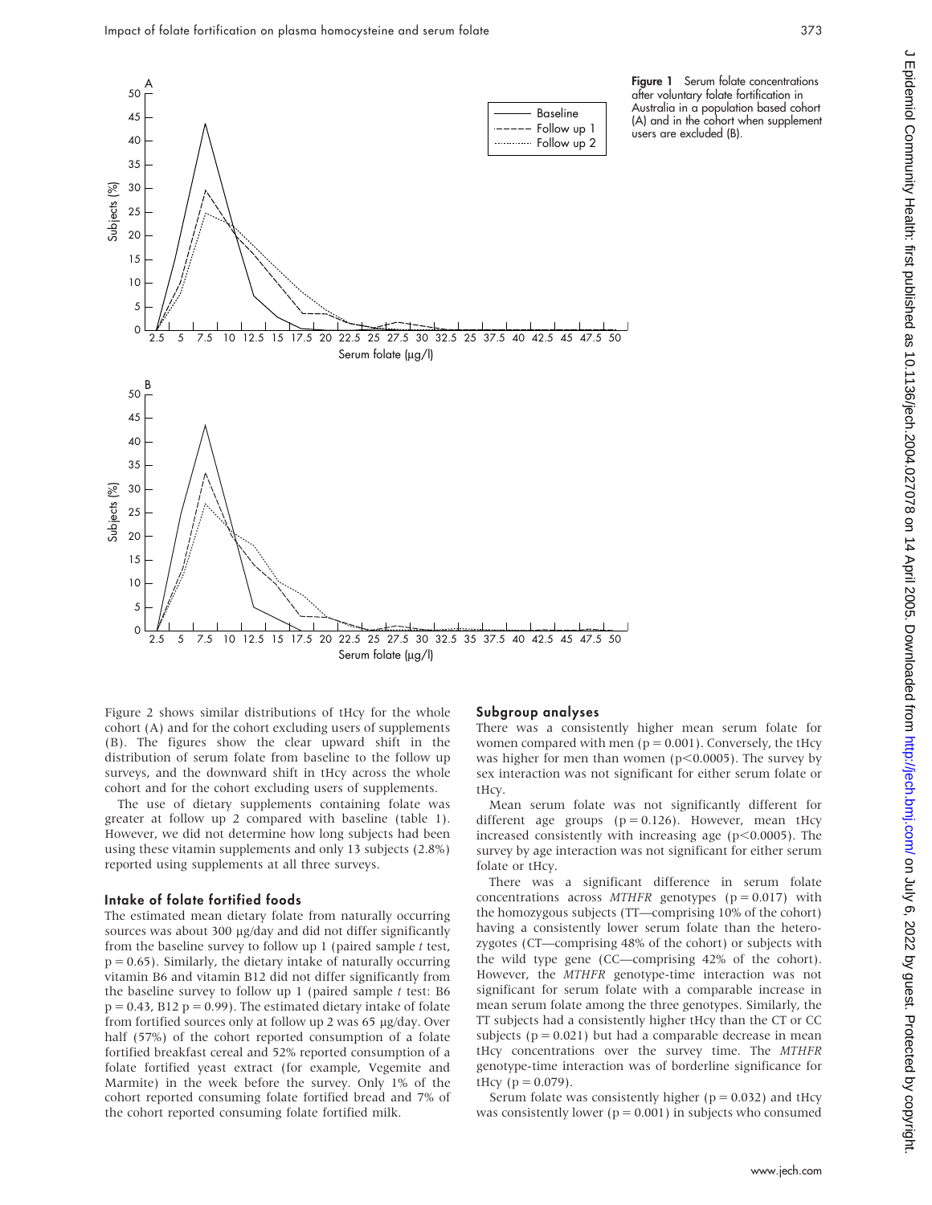Figure 1 Serum folate concentrations after voluntary folate fortification in Australia in a population based cohort (A) and in the cohort when supplement users are excluded (B).

Figure 2 shows similar distributions of tHcy for the whole cohort (A) and for the cohort excluding users of supplements (B). The figures show the clear upward shift in the distribution of serum folate from baseline to the follow up surveys, and the downward shift in tHcy across the whole cohort and for the cohort excluding users of supplements.

The use of dietary supplements containing folate was greater at follow up 2 compared with baseline (table 1). However, we did not determine how long subjects had been using these vitamin supplements and only 13 subjects (2.8%) reported using supplements at all three surveys.

### Intake of folate fortified foods

The estimated mean dietary folate from naturally occurring sources was about 300 µg/day and did not differ significantly from the baseline survey to follow up 1 (paired sample *t* test, $p = 0.65$). Similarly, the dietary intake of naturally occurring vitamin B6 and vitamin B12 did not differ significantly from the baseline survey to follow up 1 (paired sample *t* test: B6 $p = 0.43$, B12 $p = 0.99$). The estimated dietary intake of folate from fortified sources only at follow up 2 was 65 µg/day. Over half (57%) of the cohort reported consumption of a folate fortified breakfast cereal and 52% reported consumption of a folate fortified yeast extract (for example, Vegemite and Marmite) in the week before the survey. Only 1% of the cohort reported consuming folate fortified bread and 7% of the cohort reported consuming folate fortified milk.

### Subgroup analyses

There was a consistently higher mean serum folate for women compared with men ($p = 0.001$). Conversely, the tHcy was higher for men than women ($p<0.0005$). The survey by sex interaction was not significant for either serum folate or tHcy.

Mean serum folate was not significantly different for different age groups ($p = 0.126$). However, mean tHcy increased consistently with increasing age ($p<0.0005$). The survey by age interaction was not significant for either serum folate or tHcy.

There was a significant difference in serum folate concentrations across *MTHFR* genotypes ($p = 0.017$) with the homozygous subjects (TT—comprising 10% of the cohort) having a consistently lower serum folate than the heterozygotes (CT—comprising 48% of the cohort) or subjects with the wild type gene (CC—comprising 42% of the cohort). However, the *MTHFR* genotype-time interaction was not significant for serum folate with a comparable increase in mean serum folate among the three genotypes. Similarly, the TT subjects had a consistently higher tHcy than the CT or CC subjects ($p = 0.021$) but had a comparable decrease in mean tHcy concentrations over the survey time. The *MTHFR* genotype-time interaction was of borderline significance for tHcy ($p = 0.079$).

Serum folate was consistently higher ($p = 0.032$) and tHcy was consistently lower ($p = 0.001$) in subjects who consumed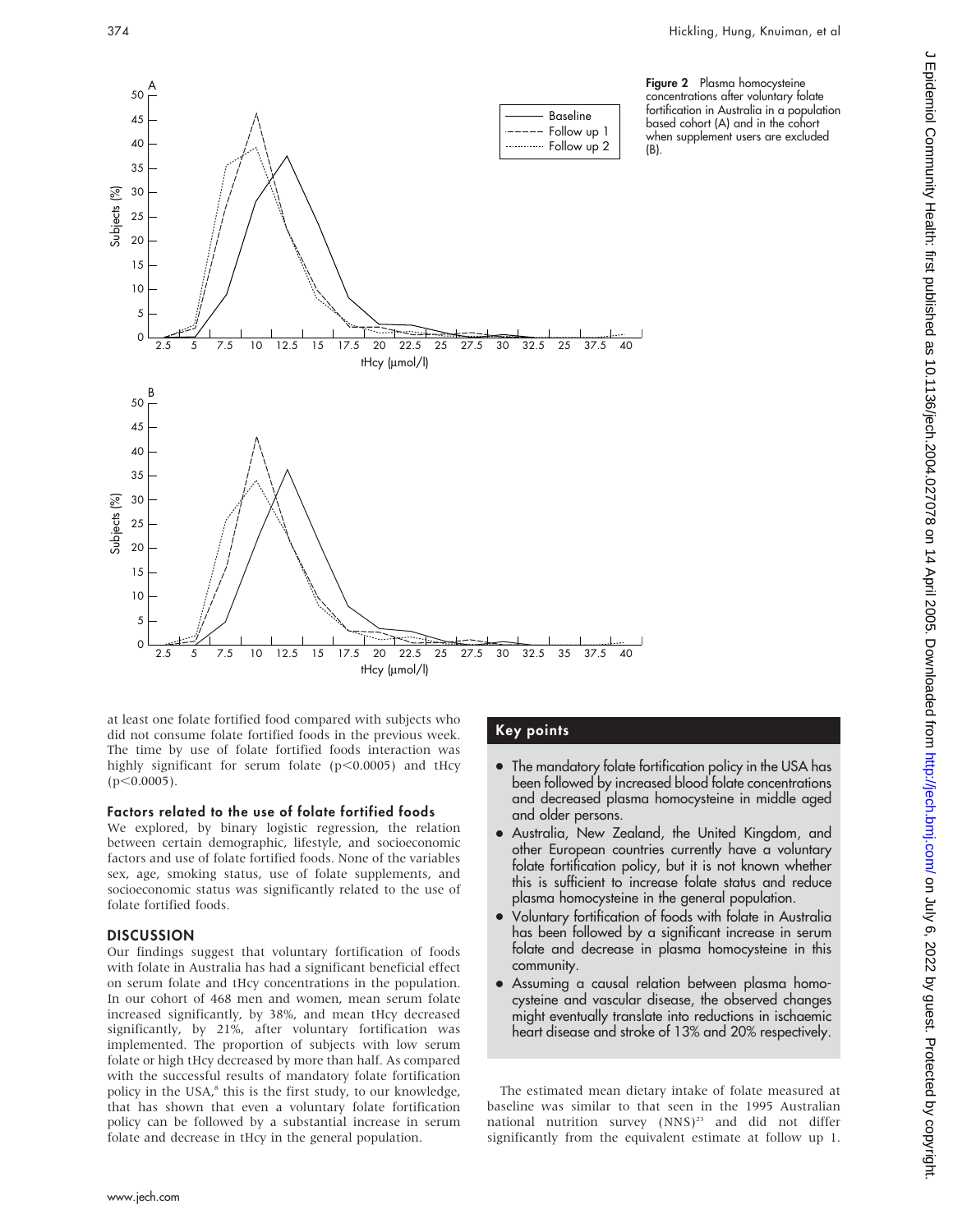Figure 2 Plasma homocysteine concentrations after voluntary folate fortification in Australia in a population based cohort (A) and in the cohort when supplement users are excluded (B).

at least one folate fortified food compared with subjects who did not consume folate fortified foods in the previous week. The time by use of folate fortified foods interaction was highly significant for serum folate ($p<0.0005$) and tHcy ($p<0.0005$).

### Factors related to the use of folate fortified foods

We explored, by binary logistic regression, the relation between certain demographic, lifestyle, and socioeconomic factors and use of folate fortified foods. None of the variables sex, age, smoking status, use of folate supplements, and socioeconomic status was significantly related to the use of folate fortified foods.

## DISCUSSION

Our findings suggest that voluntary fortification of foods with folate in Australia has had a significant beneficial effect on serum folate and tHcy concentrations in the population. In our cohort of 468 men and women, mean serum folate increased significantly, by 38%, and mean tHcy decreased significantly, by 21%, after voluntary fortification was implemented. The proportion of subjects with low serum folate or high tHcy decreased by more than half. As compared with the successful results of mandatory folate fortification policy in the USA,[8] this is the first study, to our knowledge, that has shown that even a voluntary folate fortification policy can be followed by a substantial increase in serum folate and decrease in tHcy in the general population.

## Key points

- The mandatory folate fortification policy in the USA has been followed by increased blood folate concentrations and decreased plasma homocysteine in middle aged and older persons.
- Australia, New Zealand, the United Kingdom, and other European countries currently have a voluntary folate fortification policy, but it is not known whether this is sufficient to increase folate status and reduce plasma homocysteine in the general population.
- Voluntary fortification of foods with folate in Australia has been followed by a significant increase in serum folate and decrease in plasma homocysteine in this community.
- Assuming a causal relation between plasma homocysteine and vascular disease, the observed changes might eventually translate into reductions in ischaemic heart disease and stroke of 13% and 20% respectively.

The estimated mean dietary intake of folate measured at baseline was similar to that seen in the 1995 Australian national nutrition survey (NNS)[23] and did not differ significantly from the equivalent estimate at follow up 1.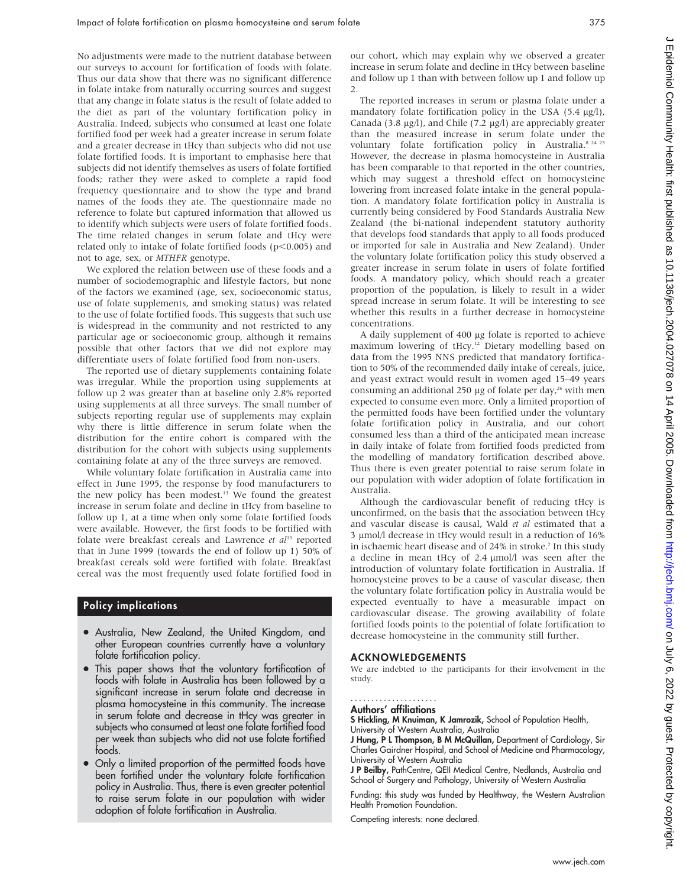No adjustments were made to the nutrient database between our surveys to account for fortification of foods with folate. Thus our data show that there was no significant difference in folate intake from naturally occurring sources and suggest that any change in folate status is the result of folate added to the diet as part of the voluntary fortification policy in Australia. Indeed, subjects who consumed at least one folate fortified food per week had a greater increase in serum folate and a greater decrease in tHcy than subjects who did not use folate fortified foods. It is important to emphasise here that subjects did not identify themselves as users of folate fortified foods; rather they were asked to complete a rapid food frequency questionnaire and to show the type and brand names of the foods they ate. The questionnaire made no reference to folate but captured information that allowed us to identify which subjects were users of folate fortified foods. The time related changes in serum folate and tHcy were related only to intake of folate fortified foods ($p<0.005$) and not to age, sex, or *MTHFR* genotype.

We explored the relation between use of these foods and a number of sociodemographic and lifestyle factors, but none of the factors we examined (age, sex, socioeconomic status, use of folate supplements, and smoking status) was related to the use of folate fortified foods. This suggests that such use is widespread in the community and not restricted to any particular age or socioeconomic group, although it remains possible that other factors that we did not explore may differentiate users of folate fortified food from non-users.

The reported use of dietary supplements containing folate was irregular. While the proportion using supplements at follow up 2 was greater than at baseline only 2.8% reported using supplements at all three surveys. The small number of subjects reporting regular use of supplements may explain why there is little difference in serum folate when the distribution for the entire cohort is compared with the distribution for the cohort with subjects using supplements containing folate at any of the three surveys are removed.

While voluntary folate fortification in Australia came into effect in June 1995, the response by food manufacturers to the new policy has been modest.[13] We found the greatest increase in serum folate and decline in tHcy from baseline to follow up 1, at a time when only some folate fortified foods were available. However, the first foods to be fortified with folate were breakfast cereals and Lawrence *et al*[13] reported that in June 1999 (towards the end of follow up 1) 50% of breakfast cereals sold were fortified with folate. Breakfast cereal was the most frequently used folate fortified food in our cohort, which may explain why we observed a greater increase in serum folate and decline in tHcy between baseline and follow up 1 than with between follow up 1 and follow up 2.

The reported increases in serum or plasma folate under a mandatory folate fortification policy in the USA (5.4 μg/l), Canada (3.8 μg/l), and Chile (7.2 μg/l) are appreciably greater than the measured increase in serum folate under the voluntary folate fortification policy in Australia.[8 24 25] However, the decrease in plasma homocysteine in Australia has been comparable to that reported in the other countries, which may suggest a threshold effect on homocysteine lowering from increased folate intake in the general population. A mandatory folate fortification policy in Australia is currently being considered by Food Standards Australia New Zealand (the bi-national independent statutory authority that develops food standards that apply to all foods produced or imported for sale in Australia and New Zealand). Under the voluntary folate fortification policy this study observed a greater increase in serum folate in users of folate fortified foods. A mandatory policy, which should reach a greater proportion of the population, is likely to result in a wider spread increase in serum folate. It will be interesting to see whether this results in a further decrease in homocysteine concentrations.

A daily supplement of 400 μg folate is reported to achieve maximum lowering of tHcy.[12] Dietary modelling based on data from the 1995 NNS predicted that mandatory fortification to 50% of the recommended daily intake of cereals, juice, and yeast extract would result in women aged 15–49 years consuming an additional 250 μg of folate per day,[26] with men expected to consume even more. Only a limited proportion of the permitted foods have been fortified under the voluntary folate fortification policy in Australia, and our cohort consumed less than a third of the anticipated mean increase in daily intake of folate from fortified foods predicted from the modelling of mandatory fortification described above. Thus there is even greater potential to raise serum folate in our population with wider adoption of folate fortification in Australia.

Although the cardiovascular benefit of reducing tHcy is unconfirmed, on the basis that the association between tHcy and vascular disease is causal, Wald *et al* estimated that a 3 μmol/l decrease in tHcy would result in a reduction of 16% in ischaemic heart disease and of 24% in stroke.[7] In this study a decline in mean tHcy of 2.4 μmol/l was seen after the introduction of voluntary folate fortification in Australia. If homocysteine proves to be a cause of vascular disease, then the voluntary folate fortification policy in Australia would be expected eventually to have a measurable impact on cardiovascular disease. The growing availability of folate fortified foods points to the potential of folate fortification to decrease homocysteine in the community still further.

## Policy implications

- Australia, New Zealand, the United Kingdom, and other European countries currently have a voluntary folate fortification policy.
- This paper shows that the voluntary fortification of foods with folate in Australia has been followed by a significant increase in serum folate and decrease in plasma homocysteine in this community. The increase in serum folate and decrease in tHcy was greater in subjects who consumed at least one folate fortified food per week than subjects who did not use folate fortified foods.
- Only a limited proportion of the permitted foods have been fortified under the voluntary folate fortification policy in Australia. Thus, there is even greater potential to raise serum folate in our population with wider adoption of folate fortification in Australia.

## ACKNOWLEDGEMENTS

We are indebted to the participants for their involvement in the study.

### Authors' affiliations

**S Hickling, M Knuiman, K Jamrozik,** School of Population Health, University of Western Australia, Australia

**J Hung, P L Thompson, B M McQuillan,** Department of Cardiology, Sir Charles Gairdner Hospital, and School of Medicine and Pharmacology, University of Western Australia

**J P Beilby,** PathCentre, QEII Medical Centre, Nedlands, Australia and School of Surgery and Pathology, University of Western Australia

Funding: this study was funded by Healthway, the Western Australian Health Promotion Foundation.

Competing interests: none declared.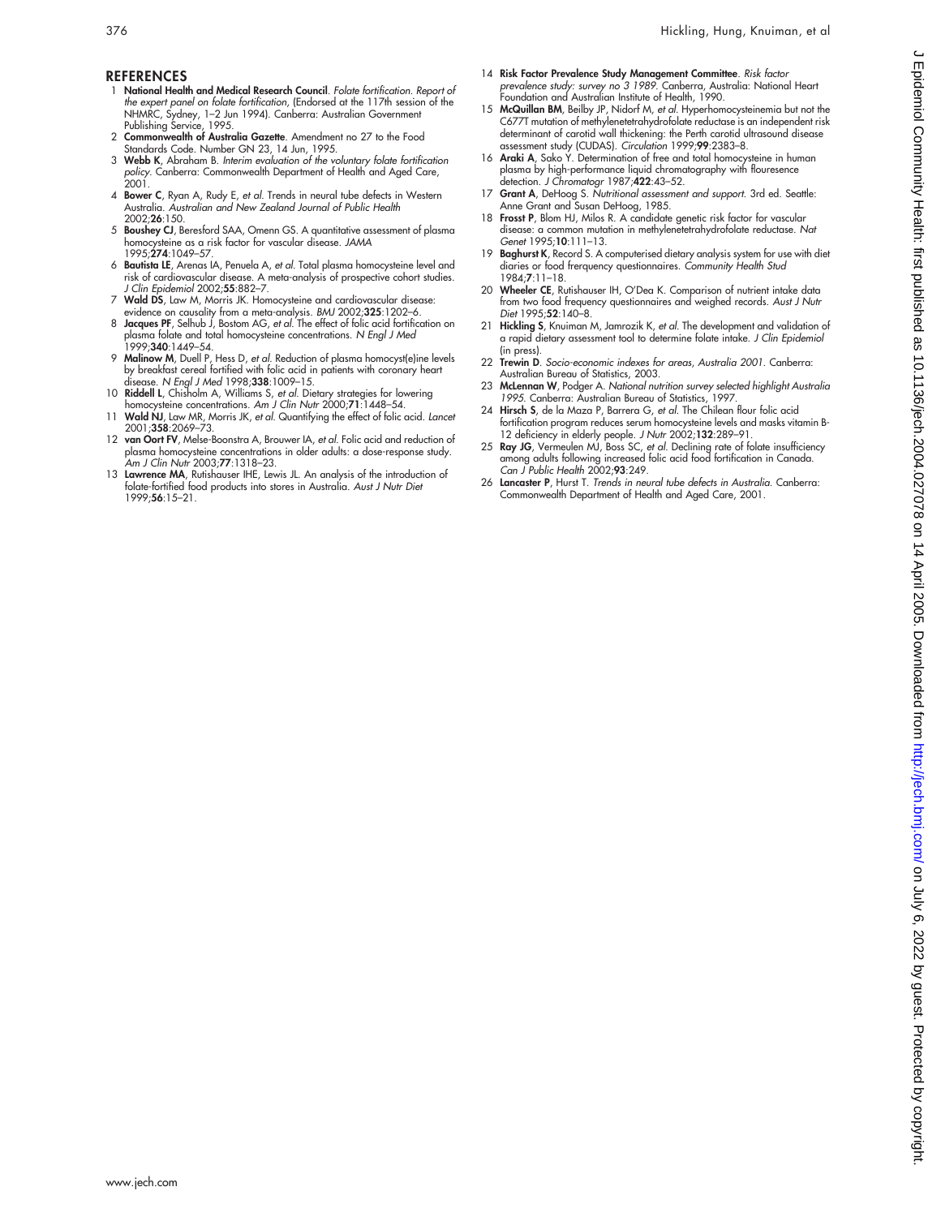## REFERENCES

1. **National Health and Medical Research Council**. *Folate fortification. Report of the expert panel on folate fortification*, (Endorsed at the 117th session of the NHMRC, Sydney, 1–2 Jun 1994). Canberra: Australian Government Publishing Service, 1995.
2. **Commonwealth of Australia Gazette**. Amendment no 27 to the Food Standards Code. Number GN 23, 14 Jun, 1995.
3. **Webb K**, Abraham B. *Interim evaluation of the voluntary folate fortification policy*. Canberra: Commonwealth Department of Health and Aged Care, 2001.
4. **Bower C**, Ryan A, Rudy E, *et al*. Trends in neural tube defects in Western Australia. *Australian and New Zealand Journal of Public Health* 2002;**26**:150.
5. **Boushey CJ**, Beresford SAA, Omenn GS. A quantitative assessment of plasma homocysteine as a risk factor for vascular disease. *JAMA* 1995;**274**:1049–57.
6. **Bautista LE**, Arenas IA, Penuela A, *et al*. Total plasma homocysteine level and risk of cardiovascular disease. A meta-analysis of prospective cohort studies. *J Clin Epidemiol* 2002;**55**:882–7.
7. **Wald DS**, Law M, Morris JK. Homocysteine and cardiovascular disease: evidence on causality from a meta-analysis. *BMJ* 2002;**325**:1202–6.
8. **Jacques PF**, Selhub J, Bostom AG, *et al*. The effect of folic acid fortification on plasma folate and total homocysteine concentrations. *N Engl J Med* 1999;**340**:1449–54.
9. **Malinow M**, Duell P, Hess D, *et al*. Reduction of plasma homocyst(e)ine levels by breakfast cereal fortified with folic acid in patients with coronary heart disease. *N Engl J Med* 1998;**338**:1009–15.
10. **Riddell L**, Chisholm A, Williams S, *et al*. Dietary strategies for lowering homocysteine concentrations. *Am J Clin Nutr* 2000;**71**:1448–54.
11. **Wald NJ**, Law MR, Morris JK, *et al*. Quantifying the effect of folic acid. *Lancet* 2001;**358**:2069–73.
12. **van Oort FV**, Melse-Boonstra A, Brouwer IA, *et al*. Folic acid and reduction of plasma homocysteine concentrations in older adults: a dose-response study. *Am J Clin Nutr* 2003;**77**:1318–23.
13. **Lawrence MA**, Rutishauser IHE, Lewis JL. An analysis of the introduction of folate-fortified food products into stores in Australia. *Aust J Nutr Diet* 1999;**56**:15–21.
14. **Risk Factor Prevalence Study Management Committee**. *Risk factor prevalence study: survey no 3 1989*. Canberra, Australia: National Heart Foundation and Australian Institute of Health, 1990.
15. **McQuillan BM**, Beilby JP, Nidorf M, *et al*. Hyperhomocysteinemia but not the C677T mutation of methylenetetrahydrofolate reductase is an independent risk determinant of carotid wall thickening: the Perth carotid ultrasound disease assessment study (CUDAS). *Circulation* 1999;**99**:2383–8.
16. **Araki A**, Sako Y. Determination of free and total homocysteine in human plasma by high-performance liquid chromatography with flouresence detection. *J Chromatogr* 1987;**422**:43–52.
17. **Grant A**, DeHoog S. *Nutritional assessment and support*. 3rd ed. Seattle: Anne Grant and Susan DeHoog, 1985.
18. **Frosst P**, Blom HJ, Milos R. A candidate genetic risk factor for vascular disease: a common mutation in methylenetetrahydrofolate reductase. *Nat Genet* 1995;**10**:111–13.
19. **Baghurst K**, Record S. A computerised dietary analysis system for use with diet diaries or food frerquency questionnaires. *Community Health Stud* 1984;**7**:11–18.
20. **Wheeler CE**, Rutishauser IH, O'Dea K. Comparison of nutrient intake data from two food frequency questionnaires and weighed records. *Aust J Nutr Diet* 1995;**52**:140–8.
21. **Hickling S**, Knuiman M, Jamrozik K, *et al*. The development and validation of a rapid dietary assessment tool to determine folate intake. *J Clin Epidemiol* (in press).
22. **Trewin D**. *Socio-economic indexes for areas, Australia 2001*. Canberra: Australian Bureau of Statistics, 2003.
23. **McLennan W**, Podger A. *National nutrition survey selected highlight Australia 1995*. Canberra: Australian Bureau of Statistics, 1997.
24. **Hirsch S**, de la Maza P, Barrera G, *et al*. The Chilean flour folic acid fortification program reduces serum homocysteine levels and masks vitamin B-12 deficiency in elderly people. *J Nutr* 2002;**132**:289–91.
25. **Ray JG**, Vermeulen MJ, Boss SC, *et al*. Declining rate of folate insufficiency among adults following increased folic acid food fortification in Canada. *Can J Public Health* 2002;**93**:249.
26. **Lancaster P**, Hurst T. *Trends in neural tube defects in Australia*. Canberra: Commonwealth Department of Health and Aged Care, 2001.